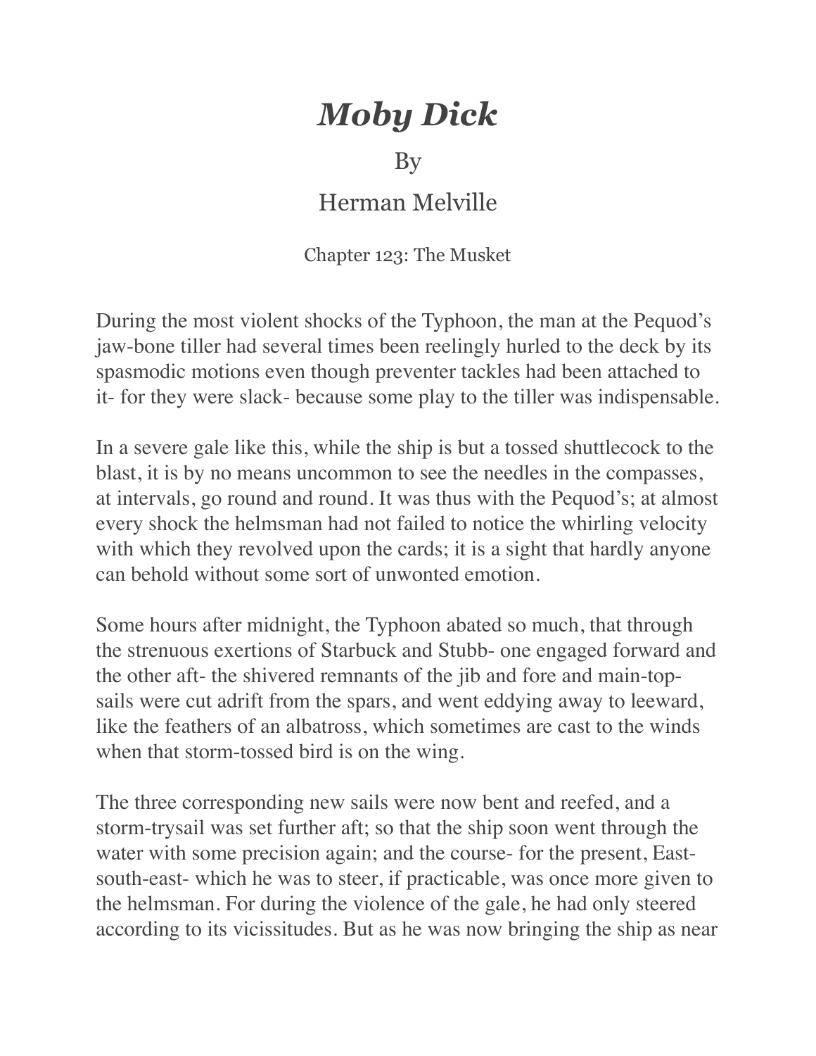# *Moby Dick*

By

Herman Melville

Chapter 123: The Musket

During the most violent shocks of the Typhoon, the man at the Pequod's jaw-bone tiller had several times been reelingly hurled to the deck by its spasmodic motions even though preventer tackles had been attached to it- for they were slack- because some play to the tiller was indispensable.

In a severe gale like this, while the ship is but a tossed shuttlecock to the blast, it is by no means uncommon to see the needles in the compasses, at intervals, go round and round. It was thus with the Pequod's; at almost every shock the helmsman had not failed to notice the whirling velocity with which they revolved upon the cards; it is a sight that hardly anyone can behold without some sort of unwonted emotion.

Some hours after midnight, the Typhoon abated so much, that through the strenuous exertions of Starbuck and Stubb- one engaged forward and the other aft- the shivered remnants of the jib and fore and main-top-sails were cut adrift from the spars, and went eddying away to leeward, like the feathers of an albatross, which sometimes are cast to the winds when that storm-tossed bird is on the wing.

The three corresponding new sails were now bent and reefed, and a storm-trysail was set further aft; so that the ship soon went through the water with some precision again; and the course- for the present, East-south-east- which he was to steer, if practicable, was once more given to the helmsman. For during the violence of the gale, he had only steered according to its vicissitudes. But as he was now bringing the ship as near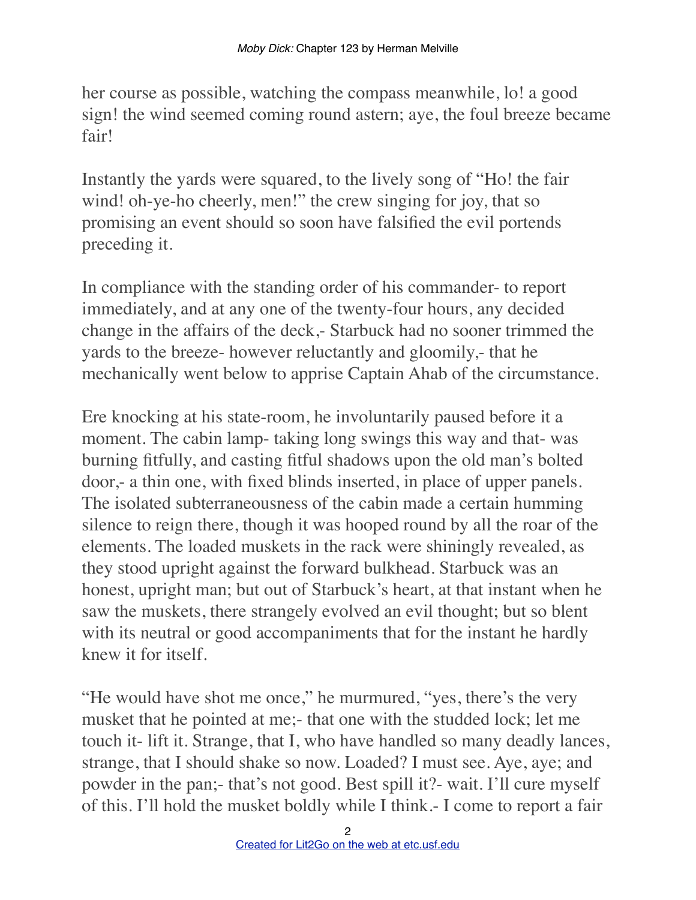her course as possible, watching the compass meanwhile, lo! a good sign! the wind seemed coming round astern; aye, the foul breeze became fair!

Instantly the yards were squared, to the lively song of "Ho! the fair wind! oh-ye-ho cheerly, men!" the crew singing for joy, that so promising an event should so soon have falsified the evil portends preceding it.

In compliance with the standing order of his commander- to report immediately, and at any one of the twenty-four hours, any decided change in the affairs of the deck,- Starbuck had no sooner trimmed the yards to the breeze- however reluctantly and gloomily,- that he mechanically went below to apprise Captain Ahab of the circumstance.

Ere knocking at his state-room, he involuntarily paused before it a moment. The cabin lamp- taking long swings this way and that- was burning fitfully, and casting fitful shadows upon the old man's bolted door,- a thin one, with fixed blinds inserted, in place of upper panels. The isolated subterraneousness of the cabin made a certain humming silence to reign there, though it was hooped round by all the roar of the elements. The loaded muskets in the rack were shiningly revealed, as they stood upright against the forward bulkhead. Starbuck was an honest, upright man; but out of Starbuck's heart, at that instant when he saw the muskets, there strangely evolved an evil thought; but so blent with its neutral or good accompaniments that for the instant he hardly knew it for itself.

"He would have shot me once," he murmured, "yes, there's the very musket that he pointed at me;- that one with the studded lock; let me touch it- lift it. Strange, that I, who have handled so many deadly lances, strange, that I should shake so now. Loaded? I must see. Aye, aye; and powder in the pan;- that's not good. Best spill it?- wait. I'll cure myself of this. I'll hold the musket boldly while I think.- I come to report a fair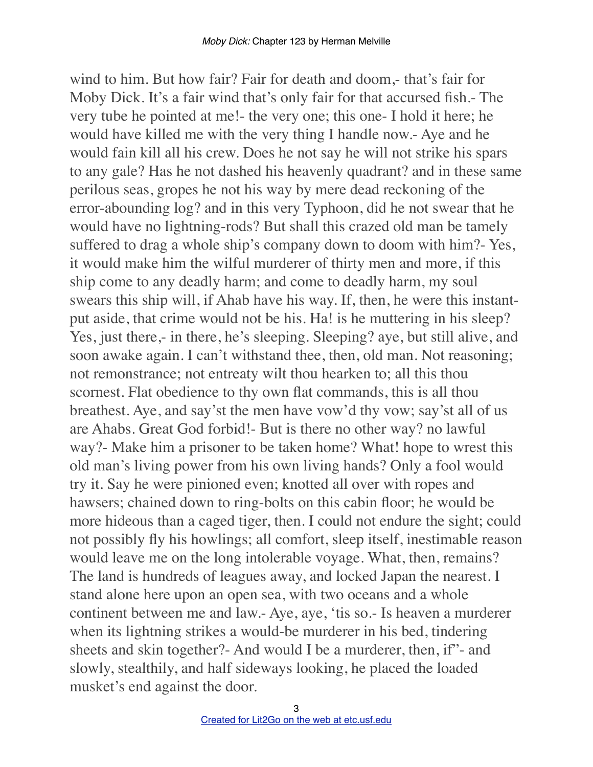wind to him. But how fair? Fair for death and doom,- that's fair for Moby Dick. It's a fair wind that's only fair for that accursed fish.- The very tube he pointed at me!- the very one; this one- I hold it here; he would have killed me with the very thing I handle now.- Aye and he would fain kill all his crew. Does he not say he will not strike his spars to any gale? Has he not dashed his heavenly quadrant? and in these same perilous seas, gropes he not his way by mere dead reckoning of the error-abounding log? and in this very Typhoon, did he not swear that he would have no lightning-rods? But shall this crazed old man be tamely suffered to drag a whole ship's company down to doom with him?- Yes, it would make him the wilful murderer of thirty men and more, if this ship come to any deadly harm; and come to deadly harm, my soul swears this ship will, if Ahab have his way. If, then, he were this instant- put aside, that crime would not be his. Ha! is he muttering in his sleep? Yes, just there,- in there, he's sleeping. Sleeping? aye, but still alive, and soon awake again. I can't withstand thee, then, old man. Not reasoning; not remonstrance; not entreaty wilt thou hearken to; all this thou scornest. Flat obedience to thy own flat commands, this is all thou breathest. Aye, and say'st the men have vow'd thy vow; say'st all of us are Ahabs. Great God forbid!- But is there no other way? no lawful way?- Make him a prisoner to be taken home? What! hope to wrest this old man's living power from his own living hands? Only a fool would try it. Say he were pinioned even; knotted all over with ropes and hawsers; chained down to ring-bolts on this cabin floor; he would be more hideous than a caged tiger, then. I could not endure the sight; could not possibly fly his howlings; all comfort, sleep itself, inestimable reason would leave me on the long intolerable voyage. What, then, remains? The land is hundreds of leagues away, and locked Japan the nearest. I stand alone here upon an open sea, with two oceans and a whole continent between me and law.- Aye, aye, 'tis so.- Is heaven a murderer when its lightning strikes a would-be murderer in his bed, tindering sheets and skin together?- And would I be a murderer, then, if"- and slowly, stealthily, and half sideways looking, he placed the loaded musket's end against the door.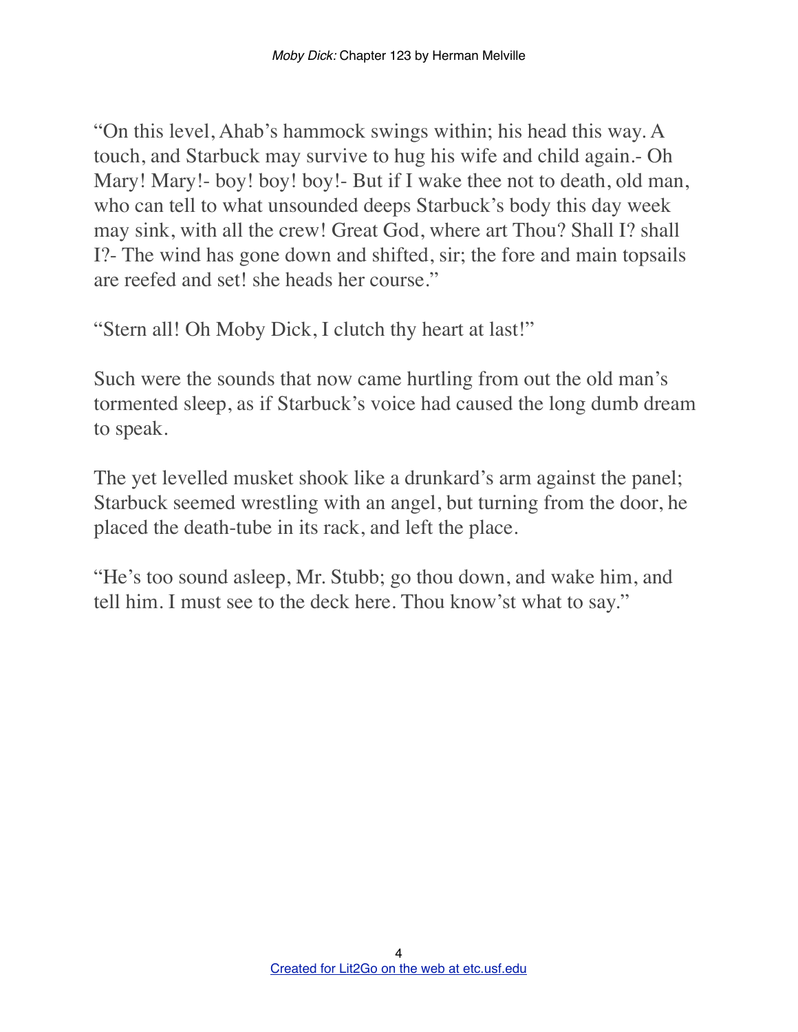"On this level, Ahab's hammock swings within; his head this way. A touch, and Starbuck may survive to hug his wife and child again.- Oh Mary! Mary!- boy! boy! boy!- But if I wake thee not to death, old man, who can tell to what unsounded deeps Starbuck's body this day week may sink, with all the crew! Great God, where art Thou? Shall I? shall I?- The wind has gone down and shifted, sir; the fore and main topsails are reefed and set! she heads her course."

"Stern all! Oh Moby Dick, I clutch thy heart at last!"

Such were the sounds that now came hurtling from out the old man's tormented sleep, as if Starbuck's voice had caused the long dumb dream to speak.

The yet levelled musket shook like a drunkard's arm against the panel; Starbuck seemed wrestling with an angel, but turning from the door, he placed the death-tube in its rack, and left the place.

"He's too sound asleep, Mr. Stubb; go thou down, and wake him, and tell him. I must see to the deck here. Thou know'st what to say."